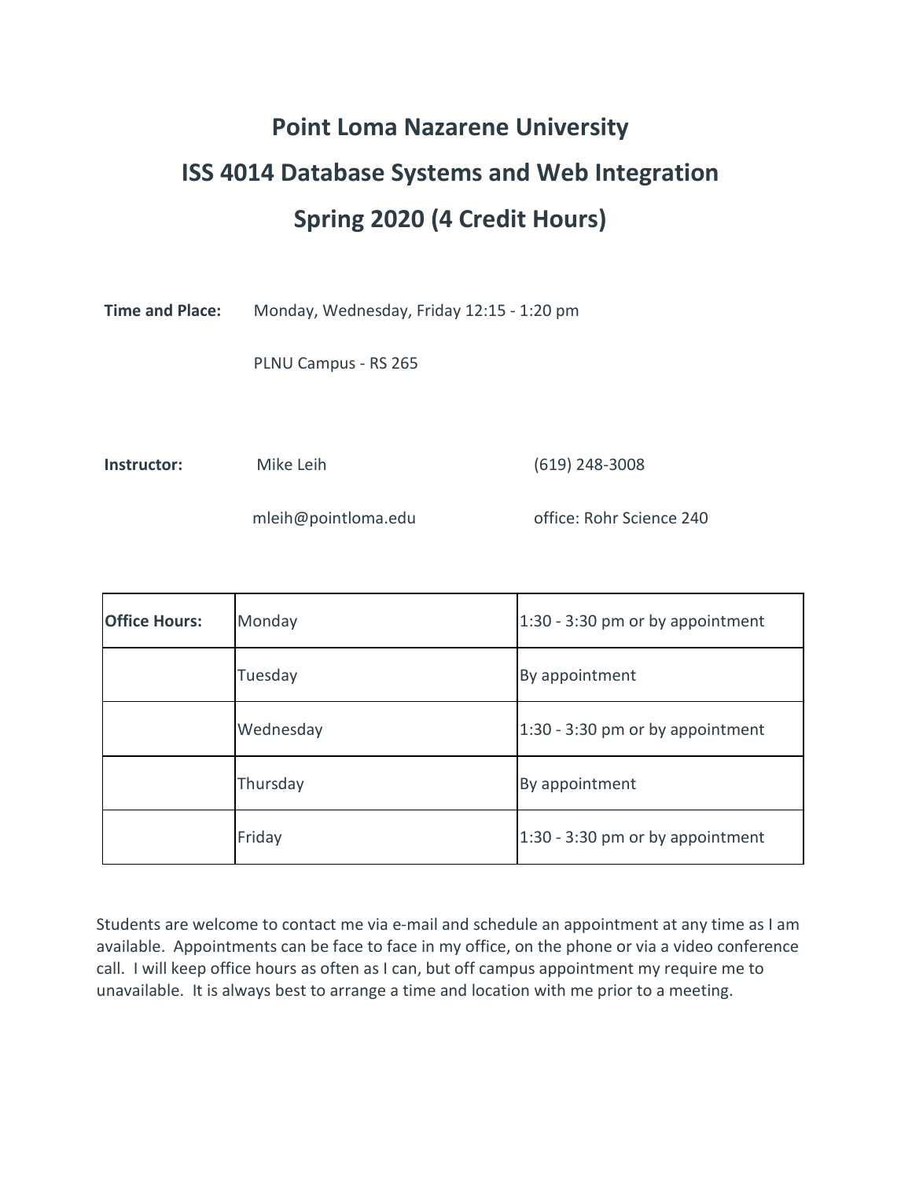# Point Loma Nazarene University

# ISS 4014 Database Systems and Web Integration

# Spring 2020 (4 Credit Hours)

**Time and Place:** Monday, Wednesday, Friday 12:15 - 1:20 pm

PLNU Campus - RS 265

**Instructor:** Mike Leih (619) 248-3008

mleih@pointloma.edu office: Rohr Science 240

| **Office Hours:** | Monday | 1:30 - 3:30 pm or by appointment |
|---|---|---|
| | Tuesday | By appointment |
| | Wednesday | 1:30 - 3:30 pm or by appointment |
| | Thursday | By appointment |
| | Friday | 1:30 - 3:30 pm or by appointment |

Students are welcome to contact me via e-mail and schedule an appointment at any time as I am available. Appointments can be face to face in my office, on the phone or via a video conference call. I will keep office hours as often as I can, but off campus appointment my require me to unavailable. It is always best to arrange a time and location with me prior to a meeting.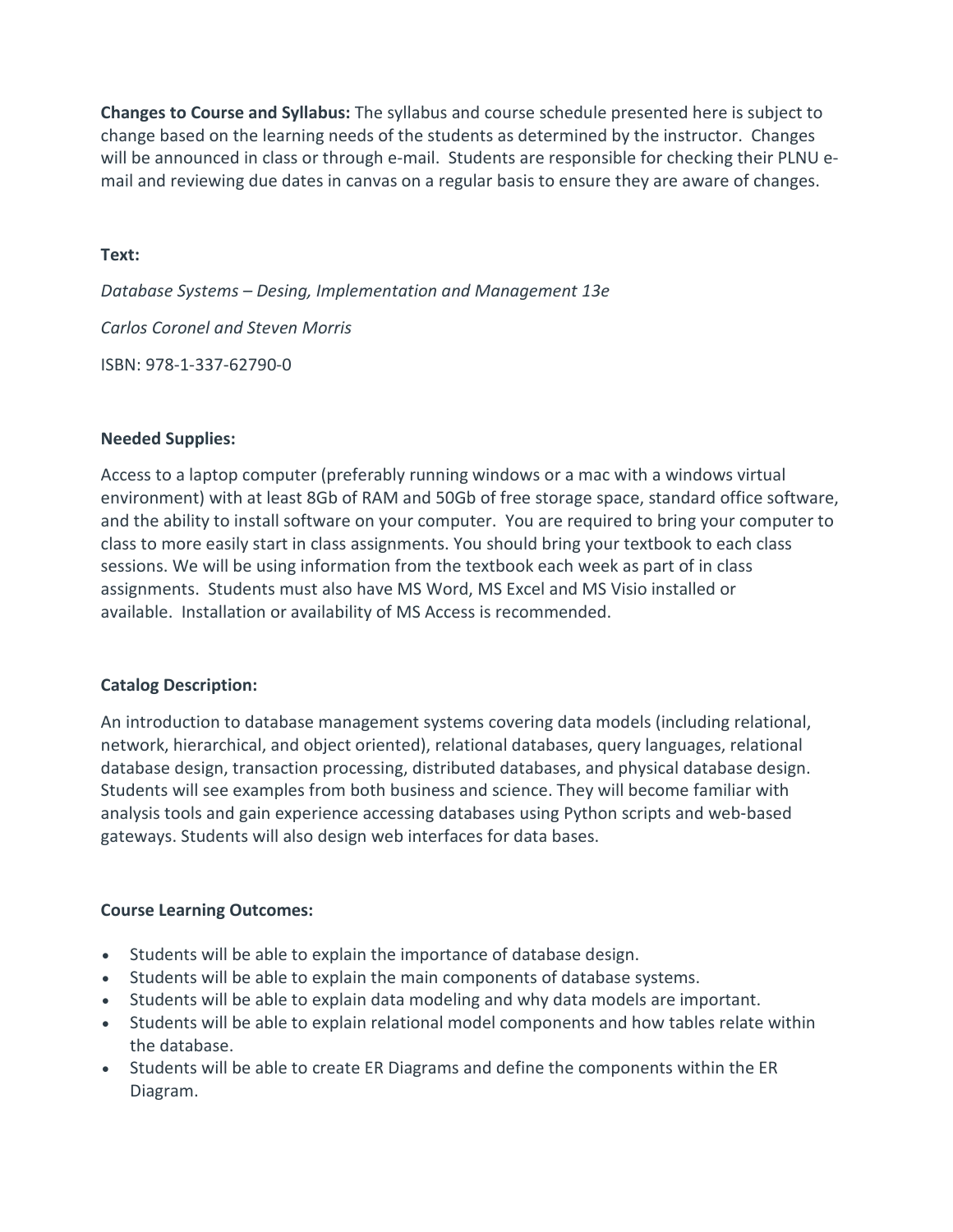**Changes to Course and Syllabus:** The syllabus and course schedule presented here is subject to change based on the learning needs of the students as determined by the instructor. Changes will be announced in class or through e-mail. Students are responsible for checking their PLNU e-mail and reviewing due dates in canvas on a regular basis to ensure they are aware of changes.

**Text:**

*Database Systems – Desing, Implementation and Management 13e*

*Carlos Coronel and Steven Morris*

ISBN: 978-1-337-62790-0

**Needed Supplies:**

Access to a laptop computer (preferably running windows or a mac with a windows virtual environment) with at least 8Gb of RAM and 50Gb of free storage space, standard office software, and the ability to install software on your computer. You are required to bring your computer to class to more easily start in class assignments. You should bring your textbook to each class sessions. We will be using information from the textbook each week as part of in class assignments. Students must also have MS Word, MS Excel and MS Visio installed or available. Installation or availability of MS Access is recommended.

**Catalog Description:**

An introduction to database management systems covering data models (including relational, network, hierarchical, and object oriented), relational databases, query languages, relational database design, transaction processing, distributed databases, and physical database design. Students will see examples from both business and science. They will become familiar with analysis tools and gain experience accessing databases using Python scripts and web-based gateways. Students will also design web interfaces for data bases.

**Course Learning Outcomes:**

- Students will be able to explain the importance of database design.
- Students will be able to explain the main components of database systems.
- Students will be able to explain data modeling and why data models are important.
- Students will be able to explain relational model components and how tables relate within the database.
- Students will be able to create ER Diagrams and define the components within the ER Diagram.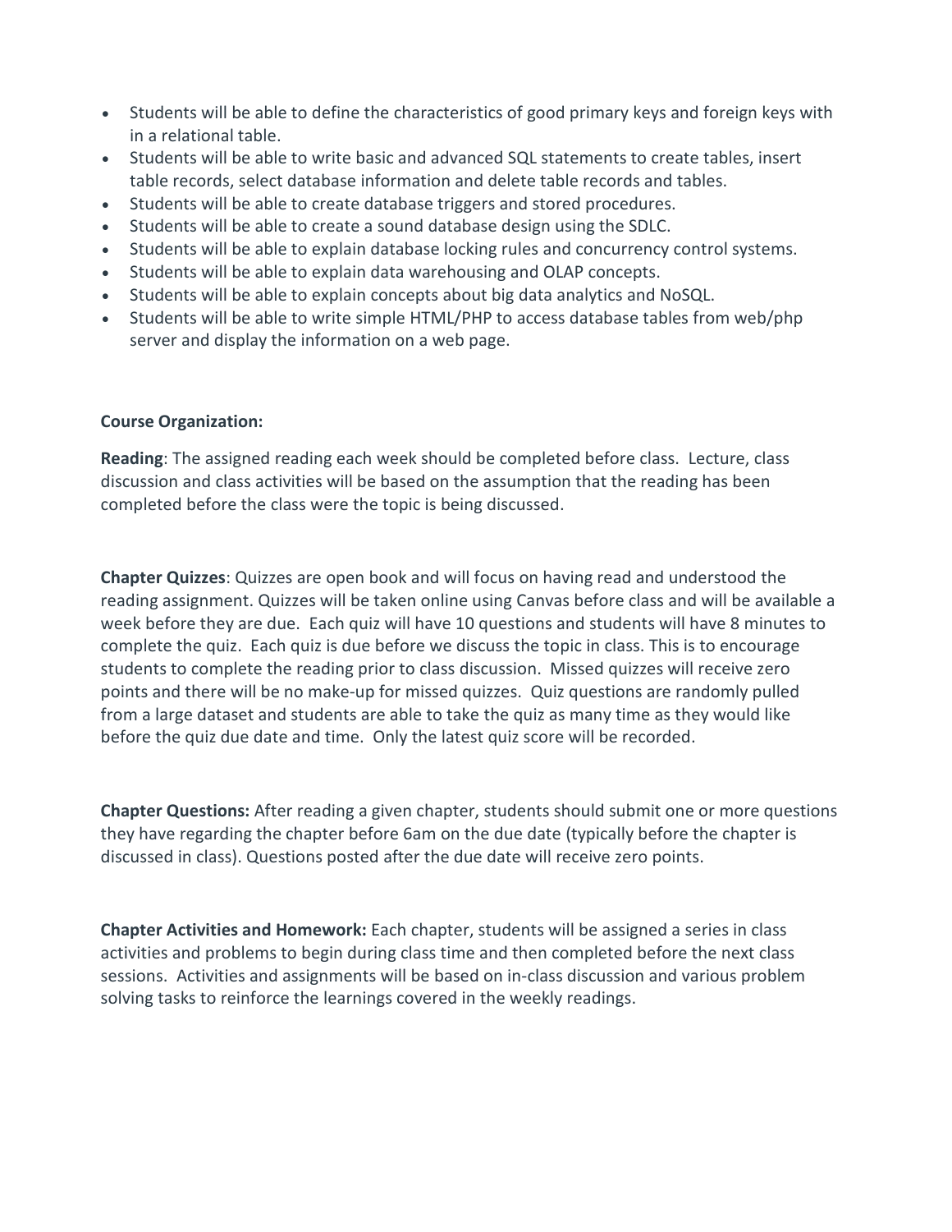- Students will be able to define the characteristics of good primary keys and foreign keys with in a relational table.
- Students will be able to write basic and advanced SQL statements to create tables, insert table records, select database information and delete table records and tables.
- Students will be able to create database triggers and stored procedures.
- Students will be able to create a sound database design using the SDLC.
- Students will be able to explain database locking rules and concurrency control systems.
- Students will be able to explain data warehousing and OLAP concepts.
- Students will be able to explain concepts about big data analytics and NoSQL.
- Students will be able to write simple HTML/PHP to access database tables from web/php server and display the information on a web page.

**Course Organization:**

**Reading**: The assigned reading each week should be completed before class. Lecture, class discussion and class activities will be based on the assumption that the reading has been completed before the class were the topic is being discussed.

**Chapter Quizzes**: Quizzes are open book and will focus on having read and understood the reading assignment. Quizzes will be taken online using Canvas before class and will be available a week before they are due. Each quiz will have 10 questions and students will have 8 minutes to complete the quiz. Each quiz is due before we discuss the topic in class. This is to encourage students to complete the reading prior to class discussion. Missed quizzes will receive zero points and there will be no make-up for missed quizzes. Quiz questions are randomly pulled from a large dataset and students are able to take the quiz as many time as they would like before the quiz due date and time. Only the latest quiz score will be recorded.

**Chapter Questions:** After reading a given chapter, students should submit one or more questions they have regarding the chapter before 6am on the due date (typically before the chapter is discussed in class). Questions posted after the due date will receive zero points.

**Chapter Activities and Homework:** Each chapter, students will be assigned a series in class activities and problems to begin during class time and then completed before the next class sessions. Activities and assignments will be based on in-class discussion and various problem solving tasks to reinforce the learnings covered in the weekly readings.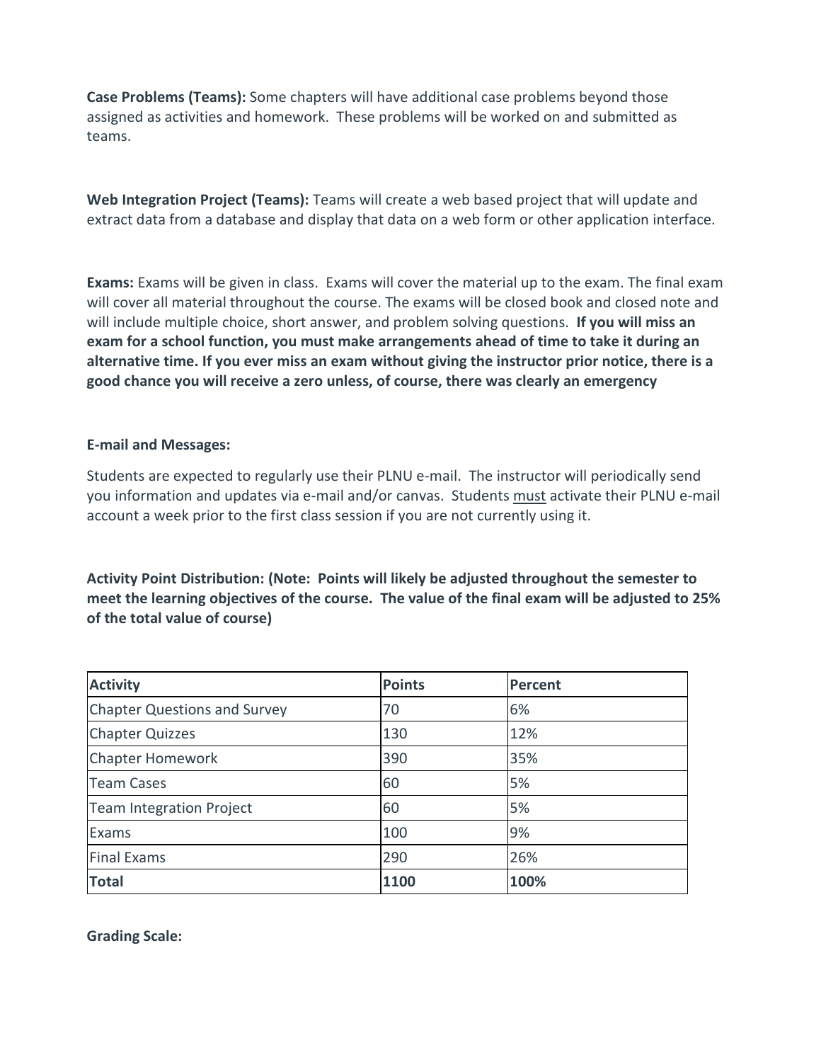**Case Problems (Teams):** Some chapters will have additional case problems beyond those assigned as activities and homework. These problems will be worked on and submitted as teams.

**Web Integration Project (Teams):** Teams will create a web based project that will update and extract data from a database and display that data on a web form or other application interface.

**Exams:** Exams will be given in class. Exams will cover the material up to the exam. The final exam will cover all material throughout the course. The exams will be closed book and closed note and will include multiple choice, short answer, and problem solving questions. **If you will miss an exam for a school function, you must make arrangements ahead of time to take it during an alternative time. If you ever miss an exam without giving the instructor prior notice, there is a good chance you will receive a zero unless, of course, there was clearly an emergency**

**E-mail and Messages:**

Students are expected to regularly use their PLNU e-mail. The instructor will periodically send you information and updates via e-mail and/or canvas. Students <u>must</u> activate their PLNU e-mail account a week prior to the first class session if you are not currently using it.

**Activity Point Distribution: (Note: Points will likely be adjusted throughout the semester to meet the learning objectives of the course. The value of the final exam will be adjusted to 25% of the total value of course)**

| Activity | Points | Percent |
|---|---|---|
| Chapter Questions and Survey | 70 | 6% |
| Chapter Quizzes | 130 | 12% |
| Chapter Homework | 390 | 35% |
| Team Cases | 60 | 5% |
| Team Integration Project | 60 | 5% |
| Exams | 100 | 9% |
| Final Exams | 290 | 26% |
| **Total** | **1100** | **100%** |

**Grading Scale:**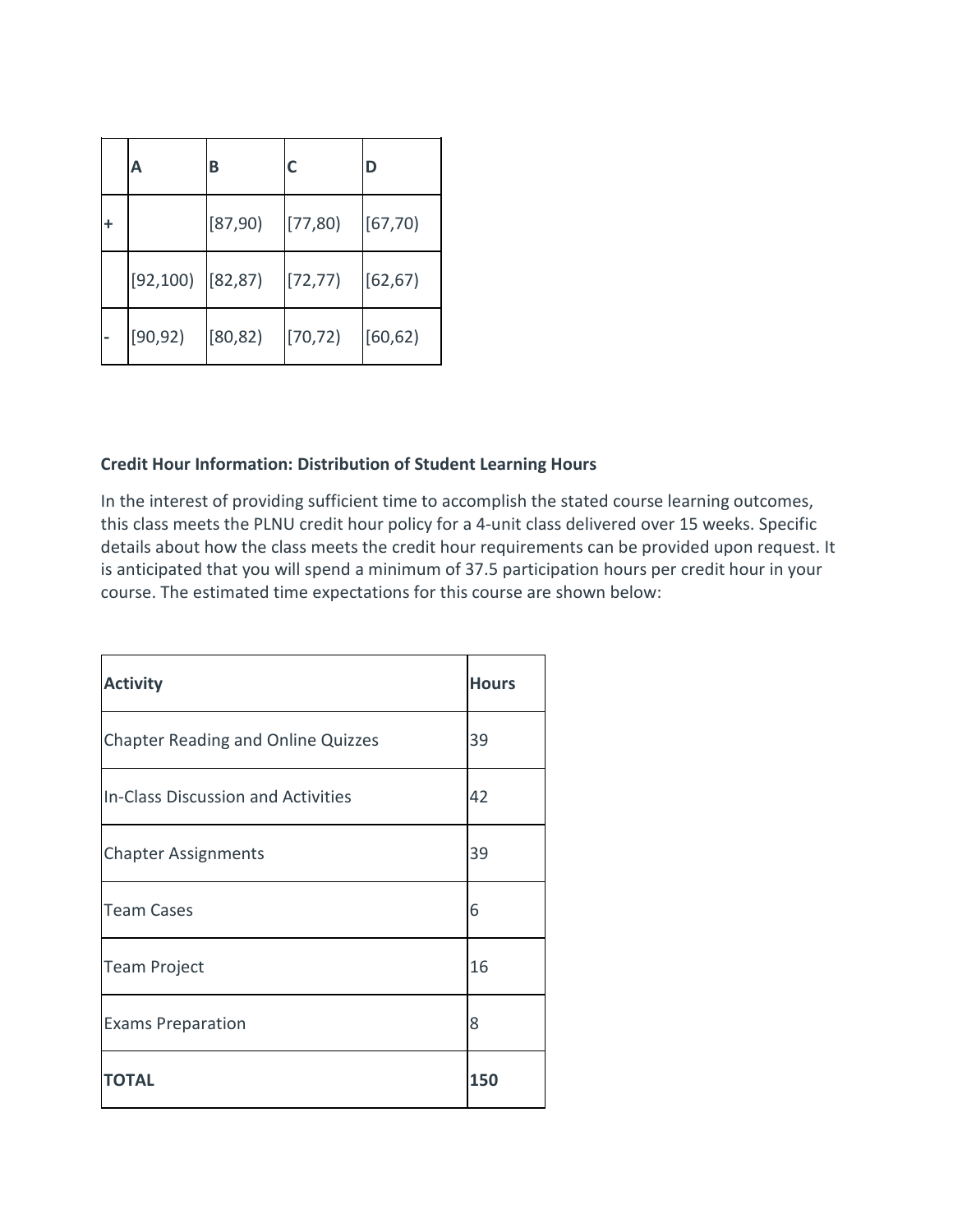| | A | B | C | D |
|---|---|---|---|---|
| + | | [87,90) | [77,80) | [67,70) |
| | [92,100) | [82,87) | [72,77) | [62,67) |
| - | [90,92) | [80,82) | [70,72) | [60,62) |

**Credit Hour Information: Distribution of Student Learning Hours**

In the interest of providing sufficient time to accomplish the stated course learning outcomes, this class meets the PLNU credit hour policy for a 4-unit class delivered over 15 weeks. Specific details about how the class meets the credit hour requirements can be provided upon request. It is anticipated that you will spend a minimum of 37.5 participation hours per credit hour in your course. The estimated time expectations for this course are shown below:

| **Activity** | **Hours** |
|---|---|
| Chapter Reading and Online Quizzes | 39 |
| In-Class Discussion and Activities | 42 |
| Chapter Assignments | 39 |
| Team Cases | 6 |
| Team Project | 16 |
| Exams Preparation | 8 |
| **TOTAL** | **150** |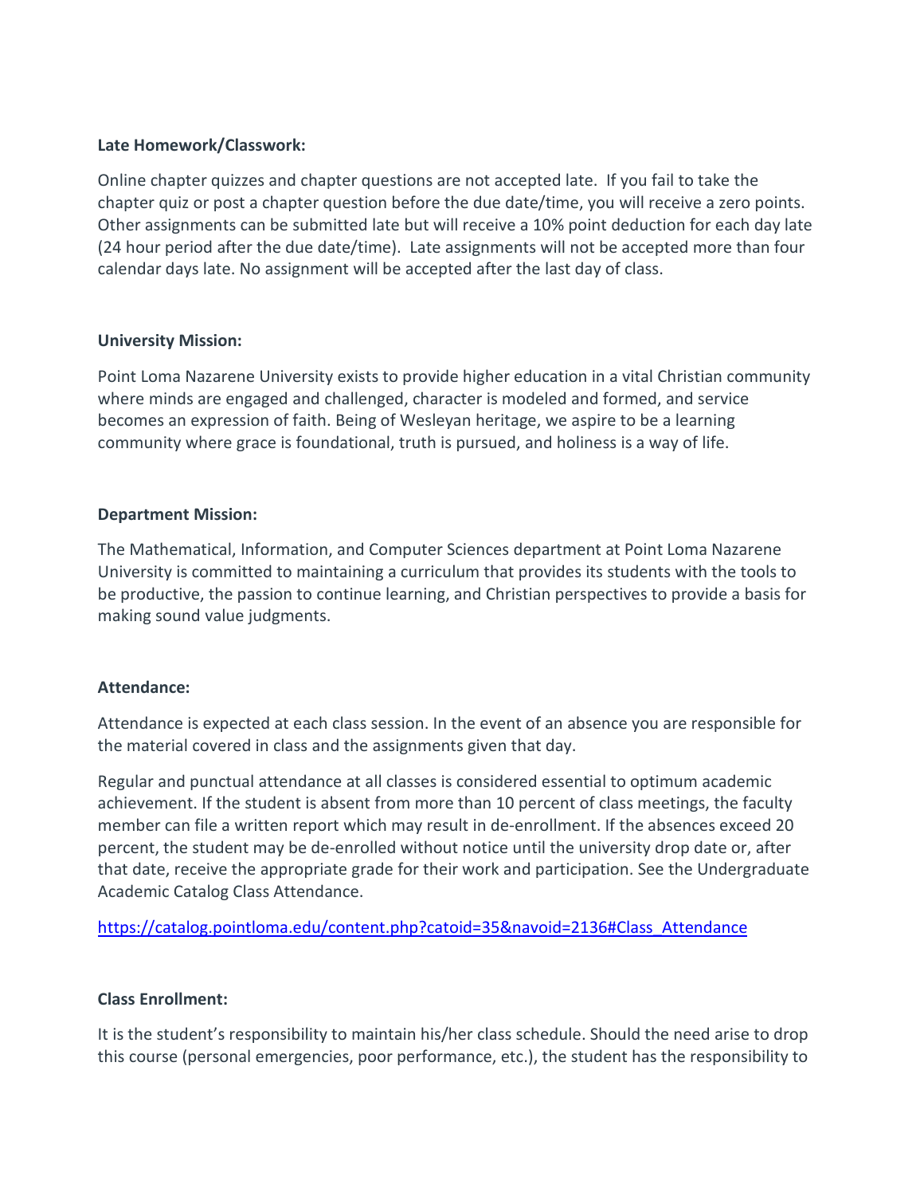**Late Homework/Classwork:**

Online chapter quizzes and chapter questions are not accepted late. If you fail to take the chapter quiz or post a chapter question before the due date/time, you will receive a zero points. Other assignments can be submitted late but will receive a 10% point deduction for each day late (24 hour period after the due date/time). Late assignments will not be accepted more than four calendar days late. No assignment will be accepted after the last day of class.

**University Mission:**

Point Loma Nazarene University exists to provide higher education in a vital Christian community where minds are engaged and challenged, character is modeled and formed, and service becomes an expression of faith. Being of Wesleyan heritage, we aspire to be a learning community where grace is foundational, truth is pursued, and holiness is a way of life.

**Department Mission:**

The Mathematical, Information, and Computer Sciences department at Point Loma Nazarene University is committed to maintaining a curriculum that provides its students with the tools to be productive, the passion to continue learning, and Christian perspectives to provide a basis for making sound value judgments.

**Attendance:**

Attendance is expected at each class session. In the event of an absence you are responsible for the material covered in class and the assignments given that day.

Regular and punctual attendance at all classes is considered essential to optimum academic achievement. If the student is absent from more than 10 percent of class meetings, the faculty member can file a written report which may result in de-enrollment. If the absences exceed 20 percent, the student may be de-enrolled without notice until the university drop date or, after that date, receive the appropriate grade for their work and participation. See the Undergraduate Academic Catalog Class Attendance.

https://catalog.pointloma.edu/content.php?catoid=35&navoid=2136#Class_Attendance

**Class Enrollment:**

It is the student's responsibility to maintain his/her class schedule. Should the need arise to drop this course (personal emergencies, poor performance, etc.), the student has the responsibility to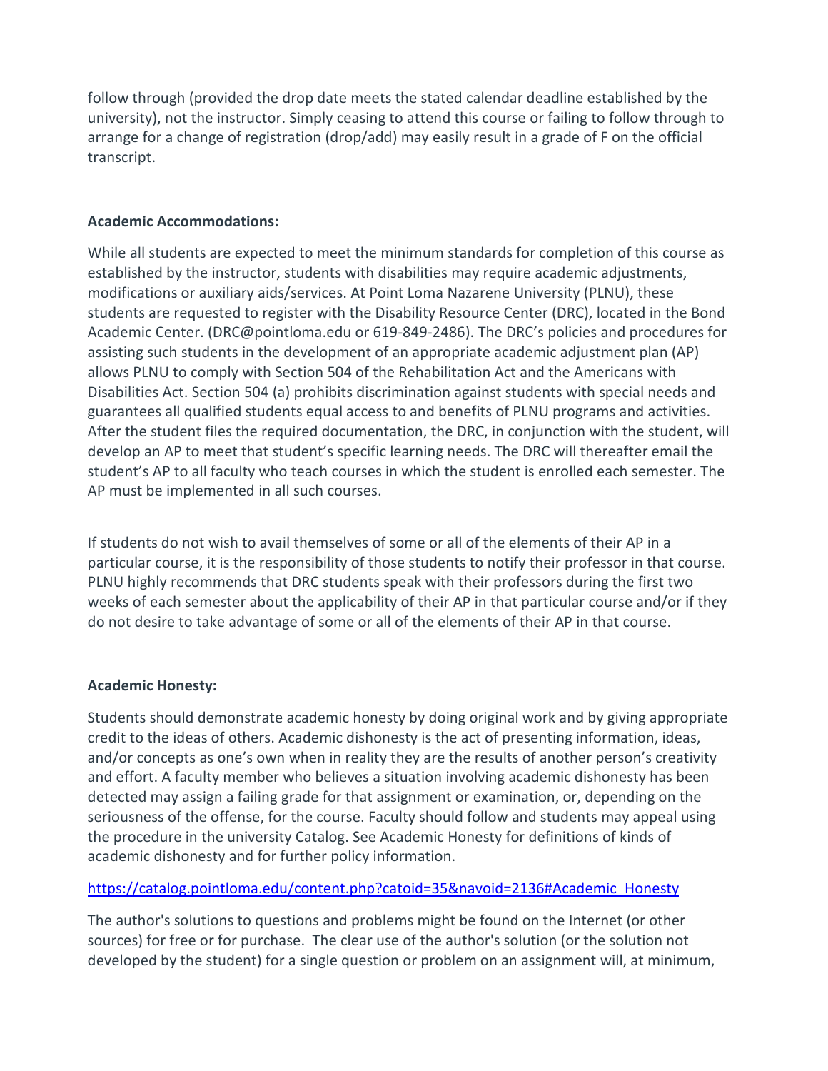follow through (provided the drop date meets the stated calendar deadline established by the university), not the instructor. Simply ceasing to attend this course or failing to follow through to arrange for a change of registration (drop/add) may easily result in a grade of F on the official transcript.

**Academic Accommodations:**

While all students are expected to meet the minimum standards for completion of this course as established by the instructor, students with disabilities may require academic adjustments, modifications or auxiliary aids/services. At Point Loma Nazarene University (PLNU), these students are requested to register with the Disability Resource Center (DRC), located in the Bond Academic Center. (DRC@pointloma.edu or 619-849-2486). The DRC's policies and procedures for assisting such students in the development of an appropriate academic adjustment plan (AP) allows PLNU to comply with Section 504 of the Rehabilitation Act and the Americans with Disabilities Act. Section 504 (a) prohibits discrimination against students with special needs and guarantees all qualified students equal access to and benefits of PLNU programs and activities. After the student files the required documentation, the DRC, in conjunction with the student, will develop an AP to meet that student's specific learning needs. The DRC will thereafter email the student's AP to all faculty who teach courses in which the student is enrolled each semester. The AP must be implemented in all such courses.

If students do not wish to avail themselves of some or all of the elements of their AP in a particular course, it is the responsibility of those students to notify their professor in that course. PLNU highly recommends that DRC students speak with their professors during the first two weeks of each semester about the applicability of their AP in that particular course and/or if they do not desire to take advantage of some or all of the elements of their AP in that course.

**Academic Honesty:**

Students should demonstrate academic honesty by doing original work and by giving appropriate credit to the ideas of others. Academic dishonesty is the act of presenting information, ideas, and/or concepts as one's own when in reality they are the results of another person's creativity and effort. A faculty member who believes a situation involving academic dishonesty has been detected may assign a failing grade for that assignment or examination, or, depending on the seriousness of the offense, for the course. Faculty should follow and students may appeal using the procedure in the university Catalog. See Academic Honesty for definitions of kinds of academic dishonesty and for further policy information.

https://catalog.pointloma.edu/content.php?catoid=35&navoid=2136#Academic_Honesty

The author's solutions to questions and problems might be found on the Internet (or other sources) for free or for purchase. The clear use of the author's solution (or the solution not developed by the student) for a single question or problem on an assignment will, at minimum,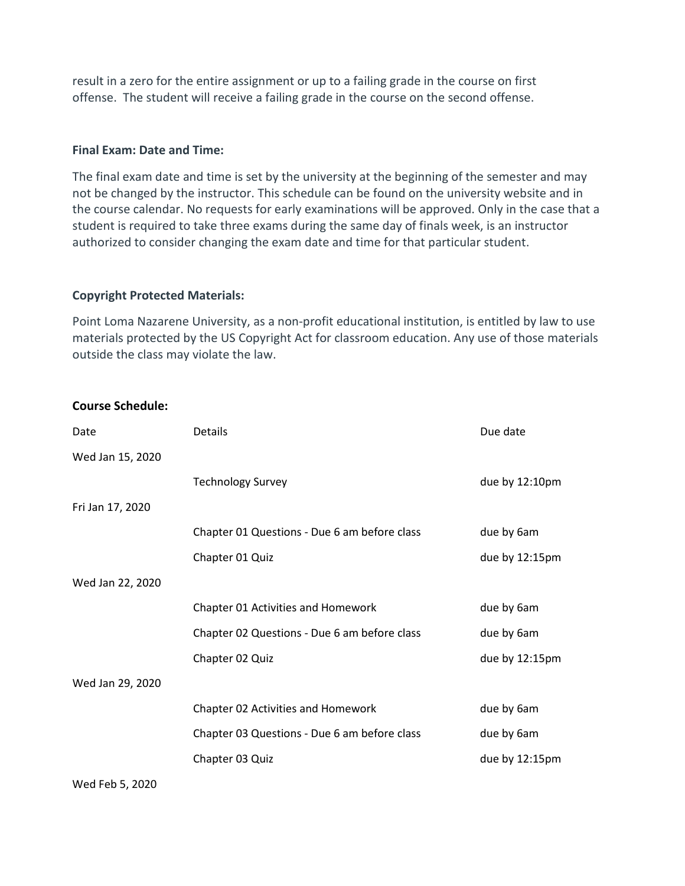result in a zero for the entire assignment or up to a failing grade in the course on first offense. The student will receive a failing grade in the course on the second offense.

**Final Exam: Date and Time:**

The final exam date and time is set by the university at the beginning of the semester and may not be changed by the instructor. This schedule can be found on the university website and in the course calendar. No requests for early examinations will be approved. Only in the case that a student is required to take three exams during the same day of finals week, is an instructor authorized to consider changing the exam date and time for that particular student.

**Copyright Protected Materials:**

Point Loma Nazarene University, as a non-profit educational institution, is entitled by law to use materials protected by the US Copyright Act for classroom education. Any use of those materials outside the class may violate the law.

**Course Schedule:**

| Date | Details | Due date |
|---|---|---|
| Wed Jan 15, 2020 | | |
| | Technology Survey | due by 12:10pm |
| Fri Jan 17, 2020 | | |
| | Chapter 01 Questions - Due 6 am before class | due by 6am |
| | Chapter 01 Quiz | due by 12:15pm |
| Wed Jan 22, 2020 | | |
| | Chapter 01 Activities and Homework | due by 6am |
| | Chapter 02 Questions - Due 6 am before class | due by 6am |
| | Chapter 02 Quiz | due by 12:15pm |
| Wed Jan 29, 2020 | | |
| | Chapter 02 Activities and Homework | due by 6am |
| | Chapter 03 Questions - Due 6 am before class | due by 6am |
| | Chapter 03 Quiz | due by 12:15pm |
| Wed Feb 5, 2020 | | |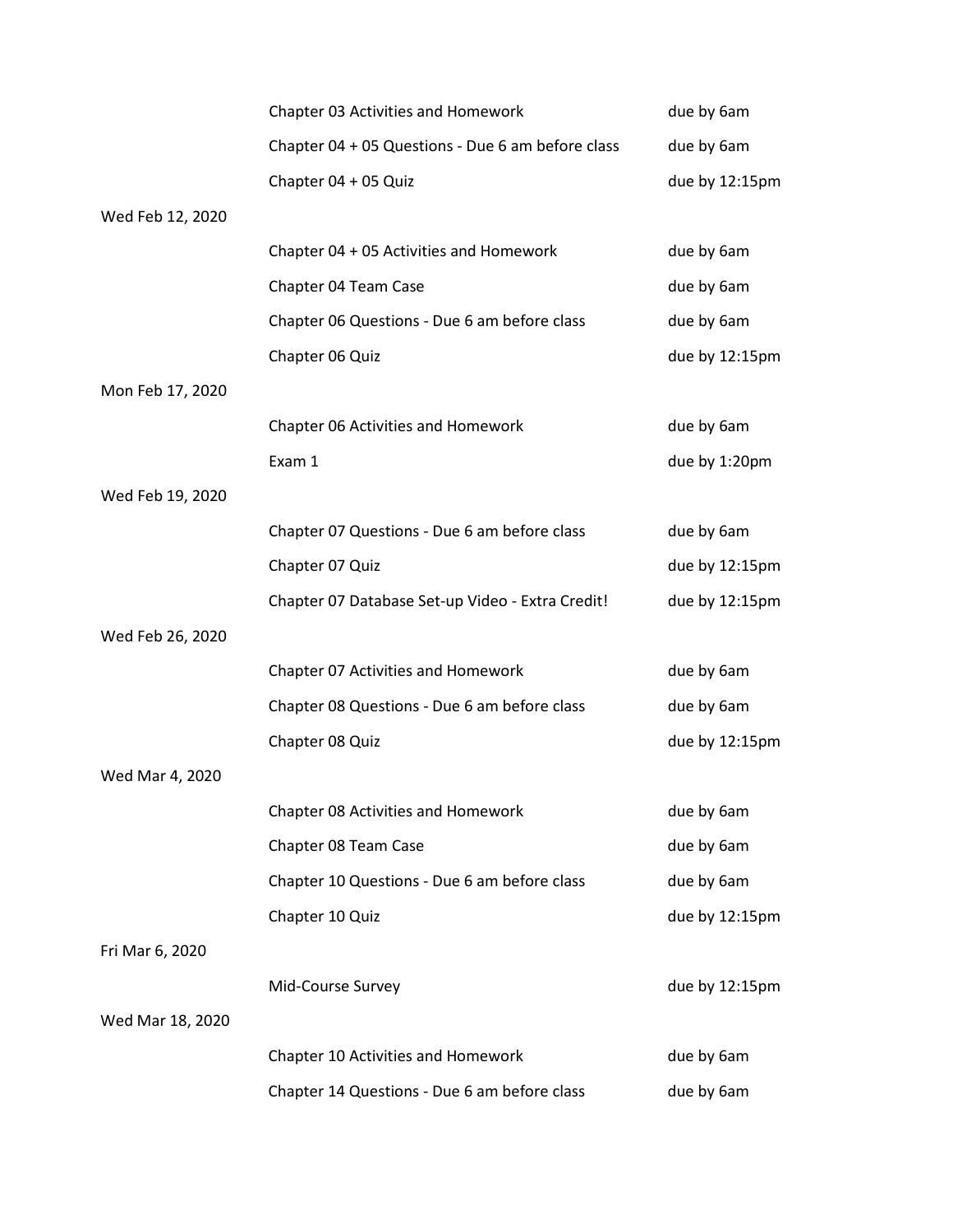| | | |
|---|---|---|
| | Chapter 03 Activities and Homework | due by 6am |
| | Chapter 04 + 05 Questions - Due 6 am before class | due by 6am |
| | Chapter 04 + 05 Quiz | due by 12:15pm |
| Wed Feb 12, 2020 | | |
| | Chapter 04 + 05 Activities and Homework | due by 6am |
| | Chapter 04 Team Case | due by 6am |
| | Chapter 06 Questions - Due 6 am before class | due by 6am |
| | Chapter 06 Quiz | due by 12:15pm |
| Mon Feb 17, 2020 | | |
| | Chapter 06 Activities and Homework | due by 6am |
| | Exam 1 | due by 1:20pm |
| Wed Feb 19, 2020 | | |
| | Chapter 07 Questions - Due 6 am before class | due by 6am |
| | Chapter 07 Quiz | due by 12:15pm |
| | Chapter 07 Database Set-up Video - Extra Credit! | due by 12:15pm |
| Wed Feb 26, 2020 | | |
| | Chapter 07 Activities and Homework | due by 6am |
| | Chapter 08 Questions - Due 6 am before class | due by 6am |
| | Chapter 08 Quiz | due by 12:15pm |
| Wed Mar 4, 2020 | | |
| | Chapter 08 Activities and Homework | due by 6am |
| | Chapter 08 Team Case | due by 6am |
| | Chapter 10 Questions - Due 6 am before class | due by 6am |
| | Chapter 10 Quiz | due by 12:15pm |
| Fri Mar 6, 2020 | | |
| | Mid-Course Survey | due by 12:15pm |
| Wed Mar 18, 2020 | | |
| | Chapter 10 Activities and Homework | due by 6am |
| | Chapter 14 Questions - Due 6 am before class | due by 6am |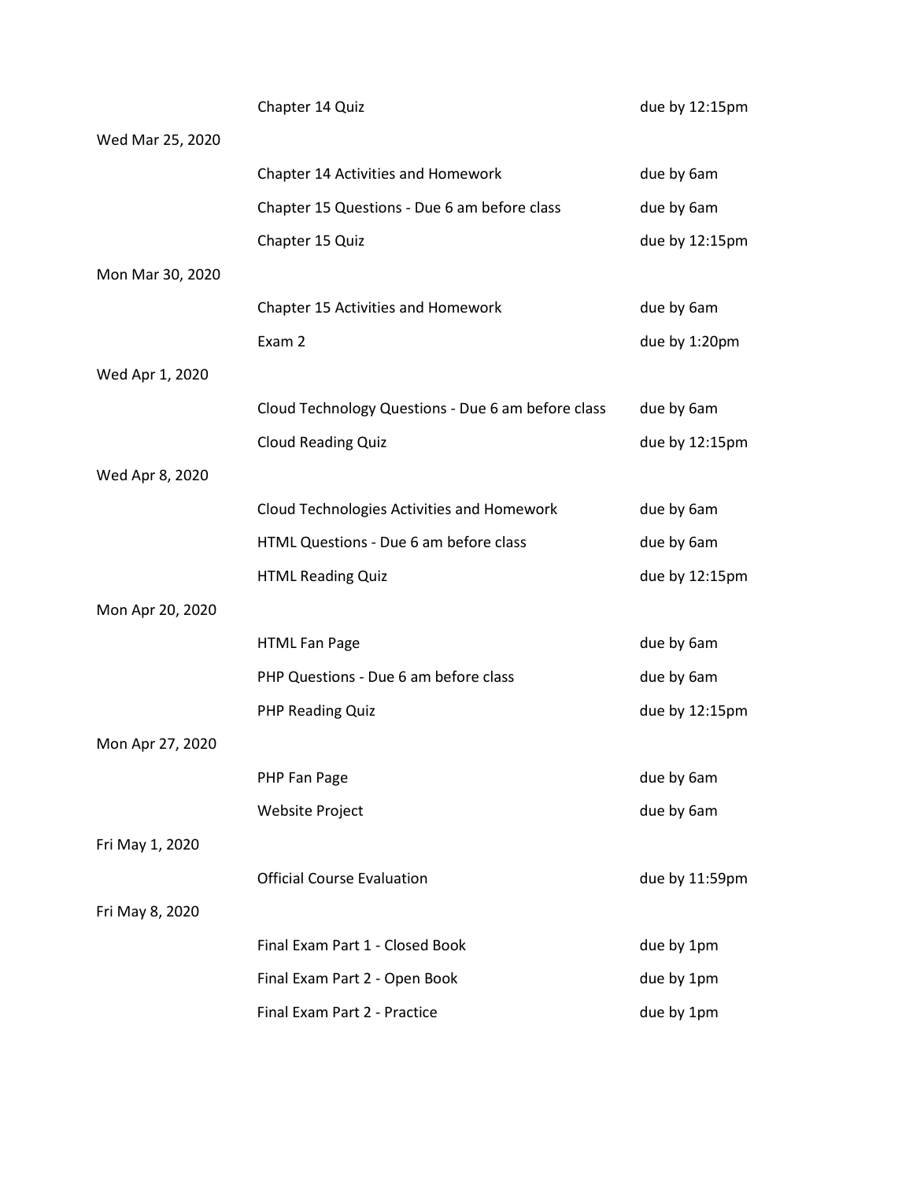| | | |
|---|---|---|
| | Chapter 14 Quiz | due by 12:15pm |
| Wed Mar 25, 2020 | | |
| | Chapter 14 Activities and Homework | due by 6am |
| | Chapter 15 Questions - Due 6 am before class | due by 6am |
| | Chapter 15 Quiz | due by 12:15pm |
| Mon Mar 30, 2020 | | |
| | Chapter 15 Activities and Homework | due by 6am |
| | Exam 2 | due by 1:20pm |
| Wed Apr 1, 2020 | | |
| | Cloud Technology Questions - Due 6 am before class | due by 6am |
| | Cloud Reading Quiz | due by 12:15pm |
| Wed Apr 8, 2020 | | |
| | Cloud Technologies Activities and Homework | due by 6am |
| | HTML Questions - Due 6 am before class | due by 6am |
| | HTML Reading Quiz | due by 12:15pm |
| Mon Apr 20, 2020 | | |
| | HTML Fan Page | due by 6am |
| | PHP Questions - Due 6 am before class | due by 6am |
| | PHP Reading Quiz | due by 12:15pm |
| Mon Apr 27, 2020 | | |
| | PHP Fan Page | due by 6am |
| | Website Project | due by 6am |
| Fri May 1, 2020 | | |
| | Official Course Evaluation | due by 11:59pm |
| Fri May 8, 2020 | | |
| | Final Exam Part 1 - Closed Book | due by 1pm |
| | Final Exam Part 2 - Open Book | due by 1pm |
| | Final Exam Part 2 - Practice | due by 1pm |